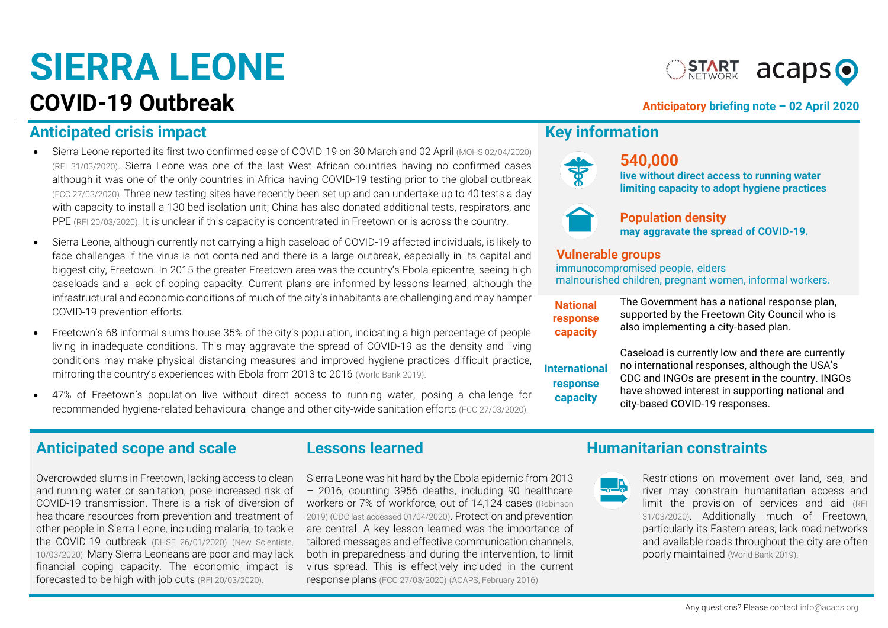# SIERRA LEONE

## COVID-19 Outbreak

START NETWORK acaps

**Anticipatory briefing note – 02 April 2020**

## Anticipated crisis impact

- Sierra Leone reported its first two confirmed case of COVID-19 on 30 March and 02 April (MOHS 02/04/2020) (RFI 31/03/2020). Sierra Leone was one of the last West African countries having no confirmed cases although it was one of the only countries in Africa having COVID-19 testing prior to the global outbreak (FCC 27/03/2020). Three new testing sites have recently been set up and can undertake up to 40 tests a day with capacity to install a 130 bed isolation unit; China has also donated additional tests, respirators, and PPE (RFI 20/03/2020). It is unclear if this capacity is concentrated in Freetown or is across the country.
- Sierra Leone, although currently not carrying a high caseload of COVID-19 affected individuals, is likely to face challenges if the virus is not contained and there is a large outbreak, especially in its capital and biggest city, Freetown. In 2015 the greater Freetown area was the country's Ebola epicentre, seeing high caseloads and a lack of coping capacity. Current plans are informed by lessons learned, although the infrastructural and economic conditions of much of the city's inhabitants are challenging and may hamper COVID-19 prevention efforts.
- Freetown's 68 informal slums house 35% of the city's population, indicating a high percentage of people living in inadequate conditions. This may aggravate the spread of COVID-19 as the density and living conditions may make physical distancing measures and improved hygiene practices difficult practice, mirroring the country's experiences with Ebola from 2013 to 2016 (World Bank 2019).
- 47% of Freetown's population live without direct access to running water, posing a challenge for recommended hygiene-related behavioural change and other city-wide sanitation efforts (FCC 27/03/2020).

## Key information

**540,000**
**live without direct access to running water limiting capacity to adopt hygiene practices**

**Population density**
**may aggravate the spread of COVID-19.**

**Vulnerable groups**
immunocompromised people, elders
malnourished children, pregnant women, informal workers.

**National response capacity**
The Government has a national response plan, supported by the Freetown City Council who is also implementing a city-based plan.

**International response capacity**
Caseload is currently low and there are currently no international responses, although the USA's CDC and INGOs are present in the country. INGOs have showed interest in supporting national and city-based COVID-19 responses.

## Anticipated scope and scale

Overcrowded slums in Freetown, lacking access to clean and running water or sanitation, pose increased risk of COVID-19 transmission. There is a risk of diversion of healthcare resources from prevention and treatment of other people in Sierra Leone, including malaria, to tackle the COVID-19 outbreak (DHSE 26/01/2020) (New Scientists, 10/03/2020) Many Sierra Leoneans are poor and may lack financial coping capacity. The economic impact is forecasted to be high with job cuts (RFI 20/03/2020).

## Lessons learned

Sierra Leone was hit hard by the Ebola epidemic from 2013 – 2016, counting 3956 deaths, including 90 healthcare workers or 7% of workforce, out of 14,124 cases (Robinson 2019) (CDC last accessed 01/04/2020). Protection and prevention are central. A key lesson learned was the importance of tailored messages and effective communication channels, both in preparedness and during the intervention, to limit virus spread. This is effectively included in the current response plans (FCC 27/03/2020) (ACAPS, February 2016)

## Humanitarian constraints

Restrictions on movement over land, sea, and river may constrain humanitarian access and limit the provision of services and aid (RFI 31/03/2020). Additionally much of Freetown, particularly its Eastern areas, lack road networks and available roads throughout the city are often poorly maintained (World Bank 2019).

Any questions? Please contact info@acaps.org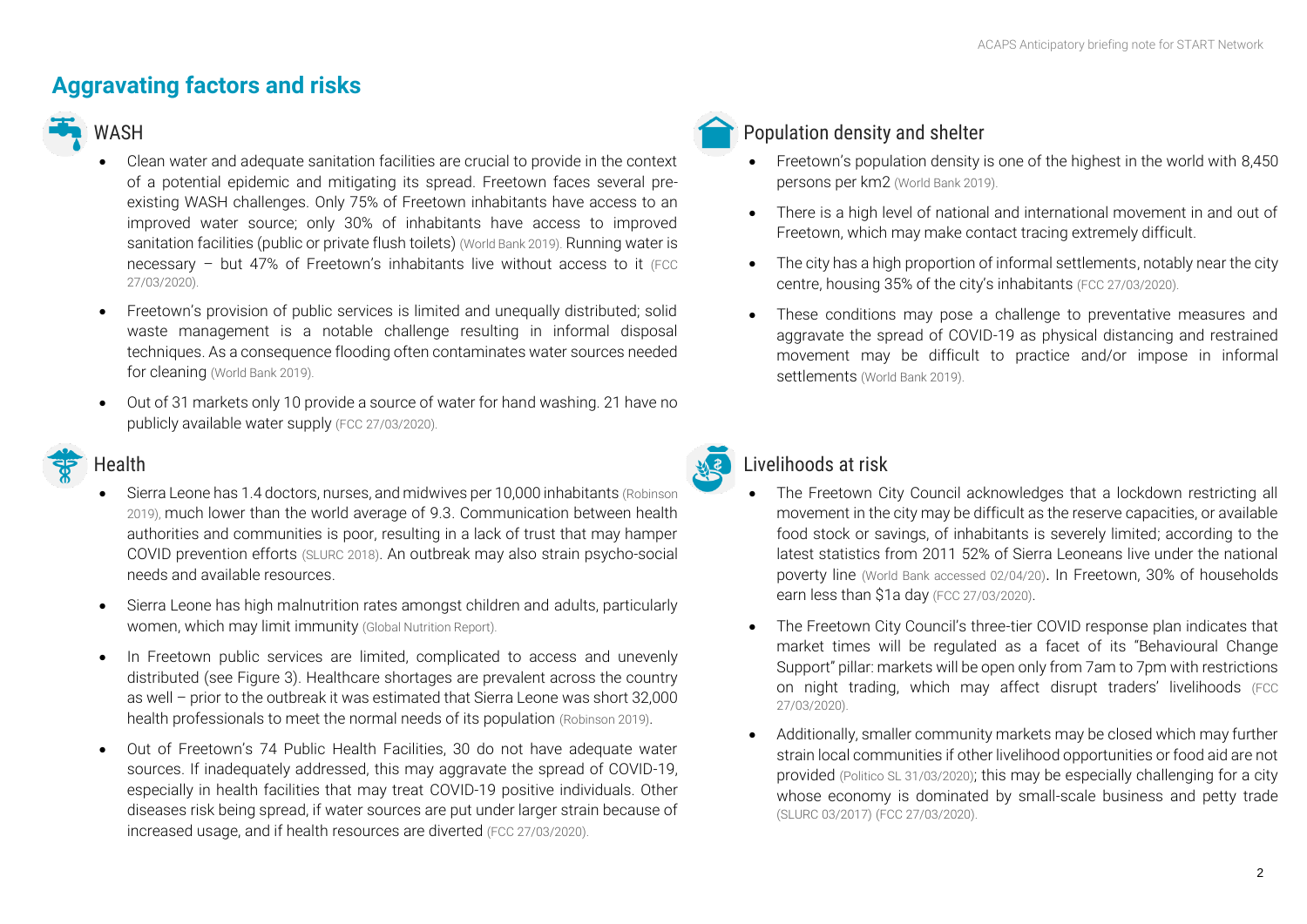## Aggravating factors and risks

### WASH

- Clean water and adequate sanitation facilities are crucial to provide in the context of a potential epidemic and mitigating its spread. Freetown faces several pre-existing WASH challenges. Only 75% of Freetown inhabitants have access to an improved water source; only 30% of inhabitants have access to improved sanitation facilities (public or private flush toilets) (World Bank 2019). Running water is necessary – but 47% of Freetown's inhabitants live without access to it (FCC 27/03/2020).
- Freetown's provision of public services is limited and unequally distributed; solid waste management is a notable challenge resulting in informal disposal techniques. As a consequence flooding often contaminates water sources needed for cleaning (World Bank 2019).
- Out of 31 markets only 10 provide a source of water for hand washing. 21 have no publicly available water supply (FCC 27/03/2020).

### Health

- Sierra Leone has 1.4 doctors, nurses, and midwives per 10,000 inhabitants (Robinson 2019), much lower than the world average of 9.3. Communication between health authorities and communities is poor, resulting in a lack of trust that may hamper COVID prevention efforts (SLURC 2018). An outbreak may also strain psycho-social needs and available resources.
- Sierra Leone has high malnutrition rates amongst children and adults, particularly women, which may limit immunity (Global Nutrition Report).
- In Freetown public services are limited, complicated to access and unevenly distributed (see Figure 3). Healthcare shortages are prevalent across the country as well – prior to the outbreak it was estimated that Sierra Leone was short 32,000 health professionals to meet the normal needs of its population (Robinson 2019).
- Out of Freetown's 74 Public Health Facilities, 30 do not have adequate water sources. If inadequately addressed, this may aggravate the spread of COVID-19, especially in health facilities that may treat COVID-19 positive individuals. Other diseases risk being spread, if water sources are put under larger strain because of increased usage, and if health resources are diverted (FCC 27/03/2020).

### Population density and shelter

- Freetown's population density is one of the highest in the world with 8,450 persons per km2 (World Bank 2019).
- There is a high level of national and international movement in and out of Freetown, which may make contact tracing extremely difficult.
- The city has a high proportion of informal settlements, notably near the city centre, housing 35% of the city's inhabitants (FCC 27/03/2020).
- These conditions may pose a challenge to preventative measures and aggravate the spread of COVID-19 as physical distancing and restrained movement may be difficult to practice and/or impose in informal settlements (World Bank 2019).

### Livelihoods at risk

- The Freetown City Council acknowledges that a lockdown restricting all movement in the city may be difficult as the reserve capacities, or available food stock or savings, of inhabitants is severely limited; according to the latest statistics from 2011 52% of Sierra Leoneans live under the national poverty line (World Bank accessed 02/04/20). In Freetown, 30% of households earn less than $1a day (FCC 27/03/2020).
- The Freetown City Council's three-tier COVID response plan indicates that market times will be regulated as a facet of its "Behavioural Change Support" pillar: markets will be open only from 7am to 7pm with restrictions on night trading, which may affect disrupt traders' livelihoods (FCC 27/03/2020).
- Additionally, smaller community markets may be closed which may further strain local communities if other livelihood opportunities or food aid are not provided (Politico SL 31/03/2020); this may be especially challenging for a city whose economy is dominated by small-scale business and petty trade (SLURC 03/2017) (FCC 27/03/2020).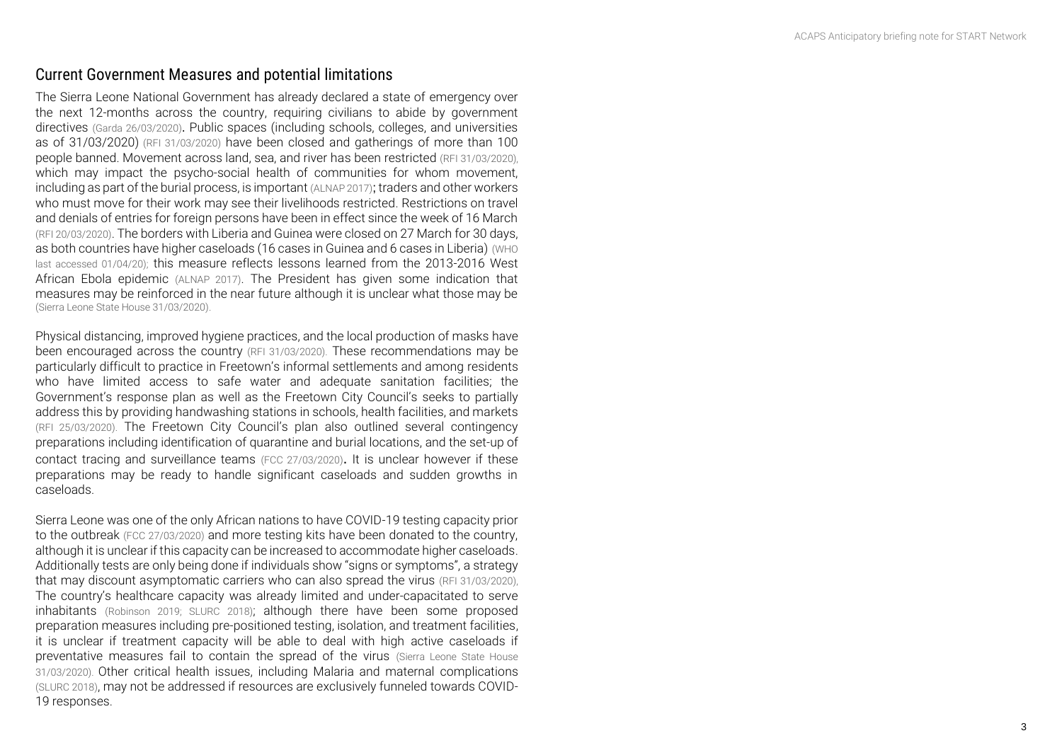## Current Government Measures and potential limitations

The Sierra Leone National Government has already declared a state of emergency over the next 12-months across the country, requiring civilians to abide by government directives (Garda 26/03/2020). Public spaces (including schools, colleges, and universities as of 31/03/2020) (RFI 31/03/2020) have been closed and gatherings of more than 100 people banned. Movement across land, sea, and river has been restricted (RFI 31/03/2020), which may impact the psycho-social health of communities for whom movement, including as part of the burial process, is important (ALNAP 2017); traders and other workers who must move for their work may see their livelihoods restricted. Restrictions on travel and denials of entries for foreign persons have been in effect since the week of 16 March (RFI 20/03/2020). The borders with Liberia and Guinea were closed on 27 March for 30 days, as both countries have higher caseloads (16 cases in Guinea and 6 cases in Liberia) (WHO last accessed 01/04/20); this measure reflects lessons learned from the 2013-2016 West African Ebola epidemic (ALNAP 2017). The President has given some indication that measures may be reinforced in the near future although it is unclear what those may be (Sierra Leone State House 31/03/2020).

Physical distancing, improved hygiene practices, and the local production of masks have been encouraged across the country (RFI 31/03/2020). These recommendations may be particularly difficult to practice in Freetown's informal settlements and among residents who have limited access to safe water and adequate sanitation facilities; the Government's response plan as well as the Freetown City Council's seeks to partially address this by providing handwashing stations in schools, health facilities, and markets (RFI 25/03/2020). The Freetown City Council's plan also outlined several contingency preparations including identification of quarantine and burial locations, and the set-up of contact tracing and surveillance teams (FCC 27/03/2020). It is unclear however if these preparations may be ready to handle significant caseloads and sudden growths in caseloads.

Sierra Leone was one of the only African nations to have COVID-19 testing capacity prior to the outbreak (FCC 27/03/2020) and more testing kits have been donated to the country, although it is unclear if this capacity can be increased to accommodate higher caseloads. Additionally tests are only being done if individuals show "signs or symptoms", a strategy that may discount asymptomatic carriers who can also spread the virus (RFI 31/03/2020), The country's healthcare capacity was already limited and under-capacitated to serve inhabitants (Robinson 2019; SLURC 2018); although there have been some proposed preparation measures including pre-positioned testing, isolation, and treatment facilities, it is unclear if treatment capacity will be able to deal with high active caseloads if preventative measures fail to contain the spread of the virus (Sierra Leone State House 31/03/2020). Other critical health issues, including Malaria and maternal complications (SLURC 2018), may not be addressed if resources are exclusively funneled towards COVID-19 responses.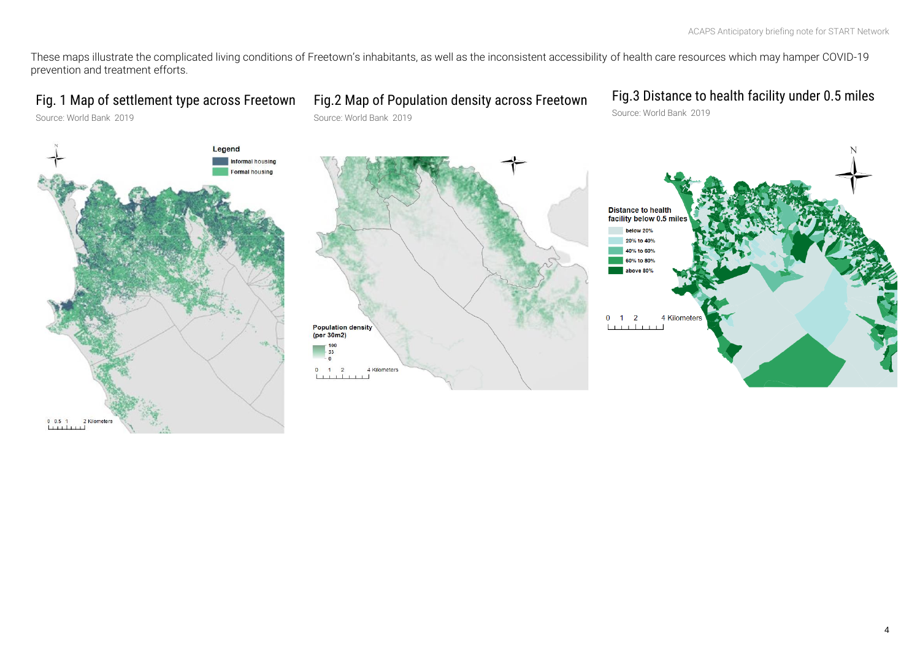These maps illustrate the complicated living conditions of Freetown's inhabitants, as well as the inconsistent accessibility of health care resources which may hamper COVID-19 prevention and treatment efforts.

## Fig. 1 Map of settlement type across Freetown

Source: World Bank 2019

Legend
Informal housing
Formal housing

0 0.5 1 2 Kilometers

## Fig.2 Map of Population density across Freetown

Source: World Bank 2019

Population density (per 30m2)
100
33
0

0 1 2 4 Kilometers

## Fig.3 Distance to health facility under 0.5 miles

Source: World Bank 2019

Distance to health facility below 0.5 miles
below 20%
20% to 40%
40% to 60%
60% to 80%
above 80%

0 1 2 4 Kilometers